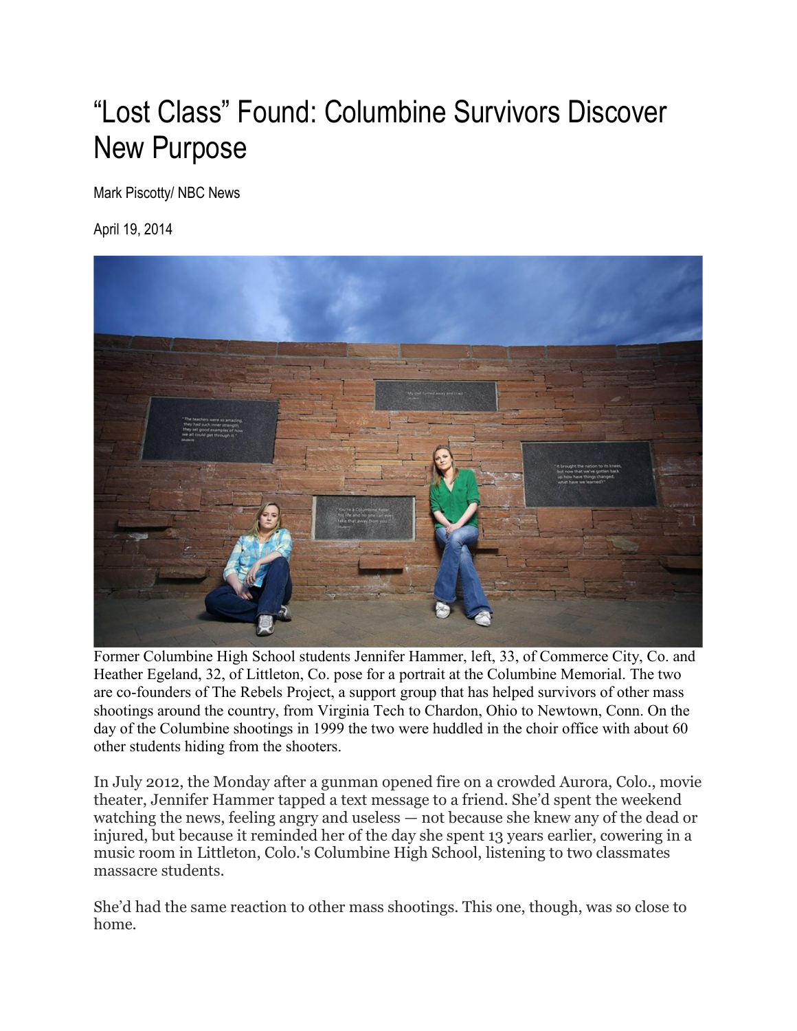# "Lost Class" Found: Columbine Survivors Discover New Purpose

Mark Piscotty/ NBC News

April 19, 2014

Former Columbine High School students Jennifer Hammer, left, 33, of Commerce City, Co. and Heather Egeland, 32, of Littleton, Co. pose for a portrait at the Columbine Memorial. The two are co-founders of The Rebels Project, a support group that has helped survivors of other mass shootings around the country, from Virginia Tech to Chardon, Ohio to Newtown, Conn. On the day of the Columbine shootings in 1999 the two were huddled in the choir office with about 60 other students hiding from the shooters.

In July 2012, the Monday after a gunman opened fire on a crowded Aurora, Colo., movie theater, Jennifer Hammer tapped a text message to a friend. She'd spent the weekend watching the news, feeling angry and useless — not because she knew any of the dead or injured, but because it reminded her of the day she spent 13 years earlier, cowering in a music room in Littleton, Colo.'s Columbine High School, listening to two classmates massacre students.

She'd had the same reaction to other mass shootings. This one, though, was so close to home.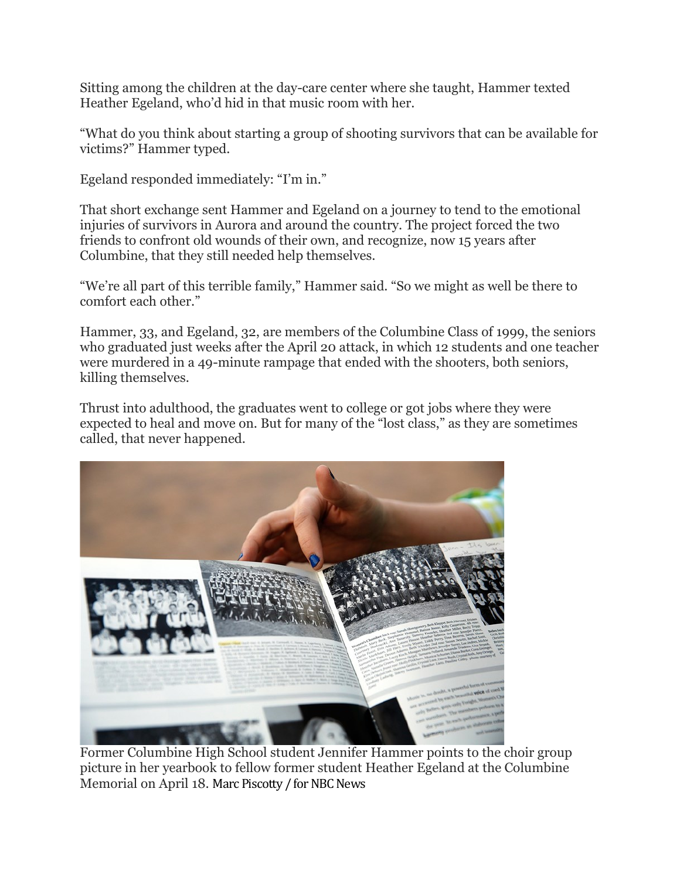Sitting among the children at the day-care center where she taught, Hammer texted Heather Egeland, who'd hid in that music room with her.

"What do you think about starting a group of shooting survivors that can be available for victims?" Hammer typed.

Egeland responded immediately: "I'm in."

That short exchange sent Hammer and Egeland on a journey to tend to the emotional injuries of survivors in Aurora and around the country. The project forced the two friends to confront old wounds of their own, and recognize, now 15 years after Columbine, that they still needed help themselves.

"We're all part of this terrible family," Hammer said. "So we might as well be there to comfort each other."

Hammer, 33, and Egeland, 32, are members of the Columbine Class of 1999, the seniors who graduated just weeks after the April 20 attack, in which 12 students and one teacher were murdered in a 49-minute rampage that ended with the shooters, both seniors, killing themselves.

Thrust into adulthood, the graduates went to college or got jobs where they were expected to heal and move on. But for many of the "lost class," as they are sometimes called, that never happened.

Former Columbine High School student Jennifer Hammer points to the choir group picture in her yearbook to fellow former student Heather Egeland at the Columbine Memorial on April 18. Marc Piscotty / for NBC News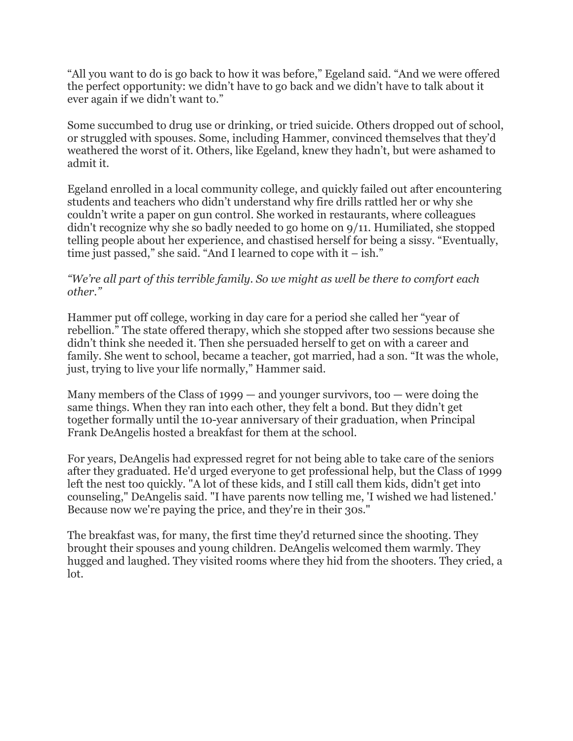"All you want to do is go back to how it was before," Egeland said. "And we were offered the perfect opportunity: we didn't have to go back and we didn't have to talk about it ever again if we didn't want to."

Some succumbed to drug use or drinking, or tried suicide. Others dropped out of school, or struggled with spouses. Some, including Hammer, convinced themselves that they'd weathered the worst of it. Others, like Egeland, knew they hadn't, but were ashamed to admit it.

Egeland enrolled in a local community college, and quickly failed out after encountering students and teachers who didn't understand why fire drills rattled her or why she couldn't write a paper on gun control. She worked in restaurants, where colleagues didn't recognize why she so badly needed to go home on 9/11. Humiliated, she stopped telling people about her experience, and chastised herself for being a sissy. "Eventually, time just passed," she said. "And I learned to cope with it – ish."

*"We're all part of this terrible family. So we might as well be there to comfort each other."*

Hammer put off college, working in day care for a period she called her "year of rebellion." The state offered therapy, which she stopped after two sessions because she didn't think she needed it. Then she persuaded herself to get on with a career and family. She went to school, became a teacher, got married, had a son. "It was the whole, just, trying to live your life normally," Hammer said.

Many members of the Class of 1999 — and younger survivors, too — were doing the same things. When they ran into each other, they felt a bond. But they didn't get together formally until the 10-year anniversary of their graduation, when Principal Frank DeAngelis hosted a breakfast for them at the school.

For years, DeAngelis had expressed regret for not being able to take care of the seniors after they graduated. He'd urged everyone to get professional help, but the Class of 1999 left the nest too quickly. "A lot of these kids, and I still call them kids, didn't get into counseling," DeAngelis said. "I have parents now telling me, 'I wished we had listened.' Because now we're paying the price, and they're in their 30s."

The breakfast was, for many, the first time they'd returned since the shooting. They brought their spouses and young children. DeAngelis welcomed them warmly. They hugged and laughed. They visited rooms where they hid from the shooters. They cried, a lot.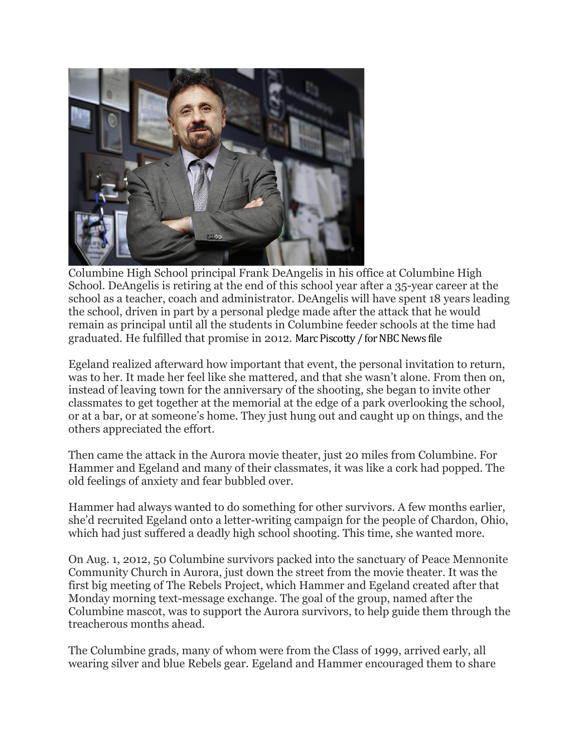Columbine High School principal Frank DeAngelis in his office at Columbine High School. DeAngelis is retiring at the end of this school year after a 35-year career at the school as a teacher, coach and administrator. DeAngelis will have spent 18 years leading the school, driven in part by a personal pledge made after the attack that he would remain as principal until all the students in Columbine feeder schools at the time had graduated. He fulfilled that promise in 2012. Marc Piscotty / for NBC News file

Egeland realized afterward how important that event, the personal invitation to return, was to her. It made her feel like she mattered, and that she wasn't alone. From then on, instead of leaving town for the anniversary of the shooting, she began to invite other classmates to get together at the memorial at the edge of a park overlooking the school, or at a bar, or at someone's home. They just hung out and caught up on things, and the others appreciated the effort.

Then came the attack in the Aurora movie theater, just 20 miles from Columbine. For Hammer and Egeland and many of their classmates, it was like a cork had popped. The old feelings of anxiety and fear bubbled over.

Hammer had always wanted to do something for other survivors. A few months earlier, she'd recruited Egeland onto a letter-writing campaign for the people of Chardon, Ohio, which had just suffered a deadly high school shooting. This time, she wanted more.

On Aug. 1, 2012, 50 Columbine survivors packed into the sanctuary of Peace Mennonite Community Church in Aurora, just down the street from the movie theater. It was the first big meeting of The Rebels Project, which Hammer and Egeland created after that Monday morning text-message exchange. The goal of the group, named after the Columbine mascot, was to support the Aurora survivors, to help guide them through the treacherous months ahead.

The Columbine grads, many of whom were from the Class of 1999, arrived early, all wearing silver and blue Rebels gear. Egeland and Hammer encouraged them to share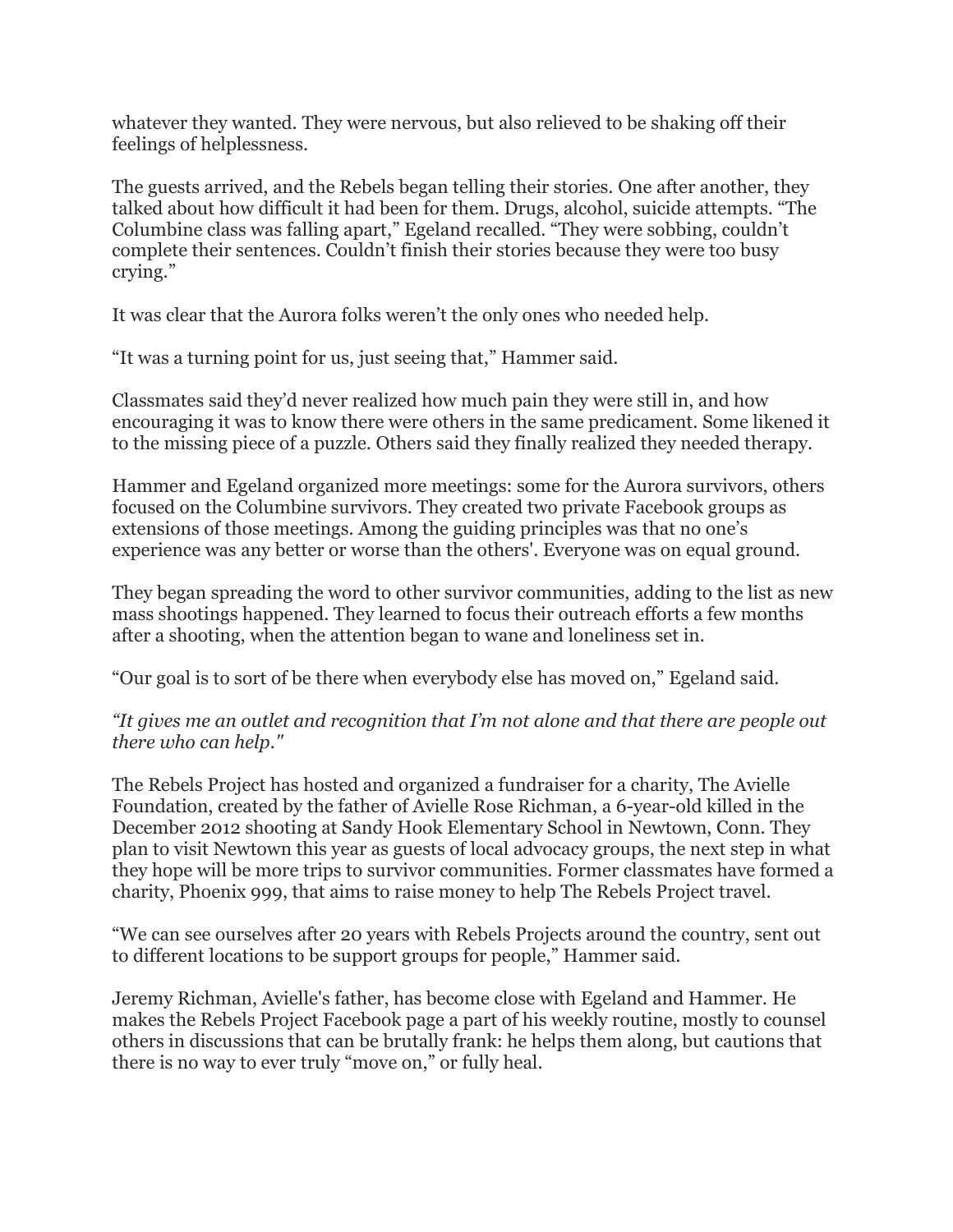whatever they wanted. They were nervous, but also relieved to be shaking off their feelings of helplessness.

The guests arrived, and the Rebels began telling their stories. One after another, they talked about how difficult it had been for them. Drugs, alcohol, suicide attempts. "The Columbine class was falling apart," Egeland recalled. "They were sobbing, couldn't complete their sentences. Couldn't finish their stories because they were too busy crying."

It was clear that the Aurora folks weren't the only ones who needed help.

"It was a turning point for us, just seeing that," Hammer said.

Classmates said they'd never realized how much pain they were still in, and how encouraging it was to know there were others in the same predicament. Some likened it to the missing piece of a puzzle. Others said they finally realized they needed therapy.

Hammer and Egeland organized more meetings: some for the Aurora survivors, others focused on the Columbine survivors. They created two private Facebook groups as extensions of those meetings. Among the guiding principles was that no one's experience was any better or worse than the others'. Everyone was on equal ground.

They began spreading the word to other survivor communities, adding to the list as new mass shootings happened. They learned to focus their outreach efforts a few months after a shooting, when the attention began to wane and loneliness set in.

"Our goal is to sort of be there when everybody else has moved on," Egeland said.

*"It gives me an outlet and recognition that I'm not alone and that there are people out there who can help."*

The Rebels Project has hosted and organized a fundraiser for a charity, The Avielle Foundation, created by the father of Avielle Rose Richman, a 6-year-old killed in the December 2012 shooting at Sandy Hook Elementary School in Newtown, Conn. They plan to visit Newtown this year as guests of local advocacy groups, the next step in what they hope will be more trips to survivor communities. Former classmates have formed a charity, Phoenix 999, that aims to raise money to help The Rebels Project travel.

"We can see ourselves after 20 years with Rebels Projects around the country, sent out to different locations to be support groups for people," Hammer said.

Jeremy Richman, Avielle's father, has become close with Egeland and Hammer. He makes the Rebels Project Facebook page a part of his weekly routine, mostly to counsel others in discussions that can be brutally frank: he helps them along, but cautions that there is no way to ever truly "move on," or fully heal.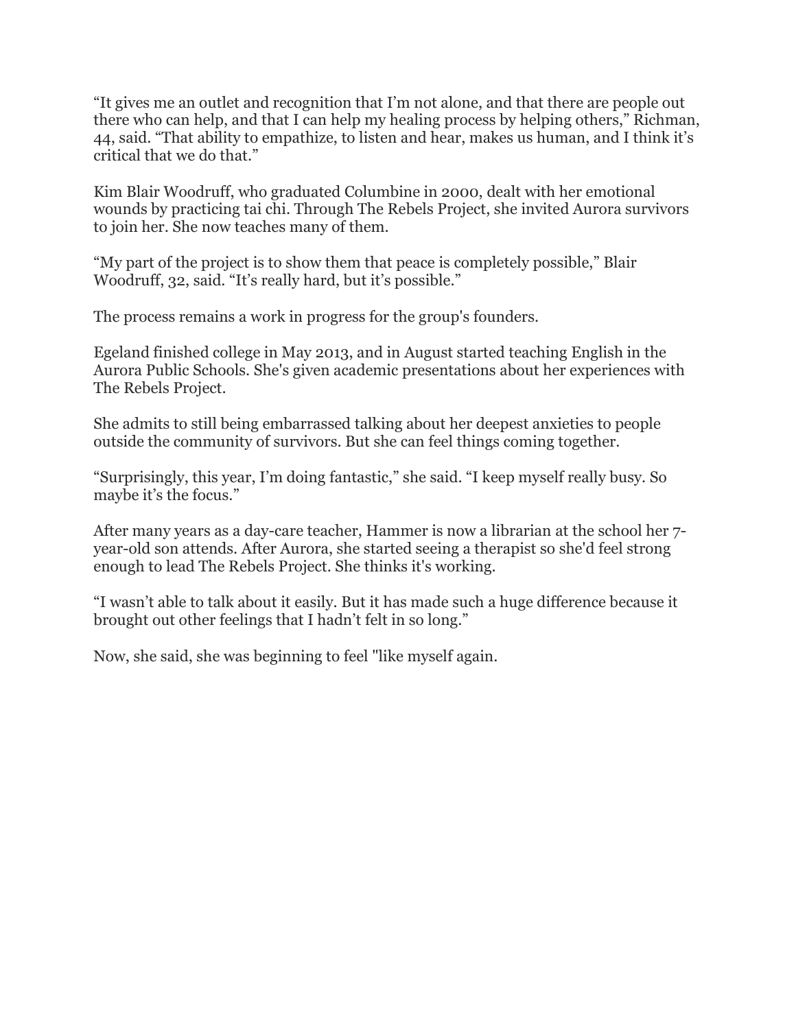“It gives me an outlet and recognition that I’m not alone, and that there are people out there who can help, and that I can help my healing process by helping others,” Richman, 44, said. “That ability to empathize, to listen and hear, makes us human, and I think it’s critical that we do that.”

Kim Blair Woodruff, who graduated Columbine in 2000, dealt with her emotional wounds by practicing tai chi. Through The Rebels Project, she invited Aurora survivors to join her. She now teaches many of them.

“My part of the project is to show them that peace is completely possible,” Blair Woodruff, 32, said. “It’s really hard, but it’s possible.”

The process remains a work in progress for the group's founders.

Egeland finished college in May 2013, and in August started teaching English in the Aurora Public Schools. She's given academic presentations about her experiences with The Rebels Project.

She admits to still being embarrassed talking about her deepest anxieties to people outside the community of survivors. But she can feel things coming together.

“Surprisingly, this year, I’m doing fantastic,” she said. “I keep myself really busy. So maybe it’s the focus.”

After many years as a day-care teacher, Hammer is now a librarian at the school her 7-year-old son attends. After Aurora, she started seeing a therapist so she'd feel strong enough to lead The Rebels Project. She thinks it's working.

“I wasn’t able to talk about it easily. But it has made such a huge difference because it brought out other feelings that I hadn’t felt in so long.”

Now, she said, she was beginning to feel "like myself again.